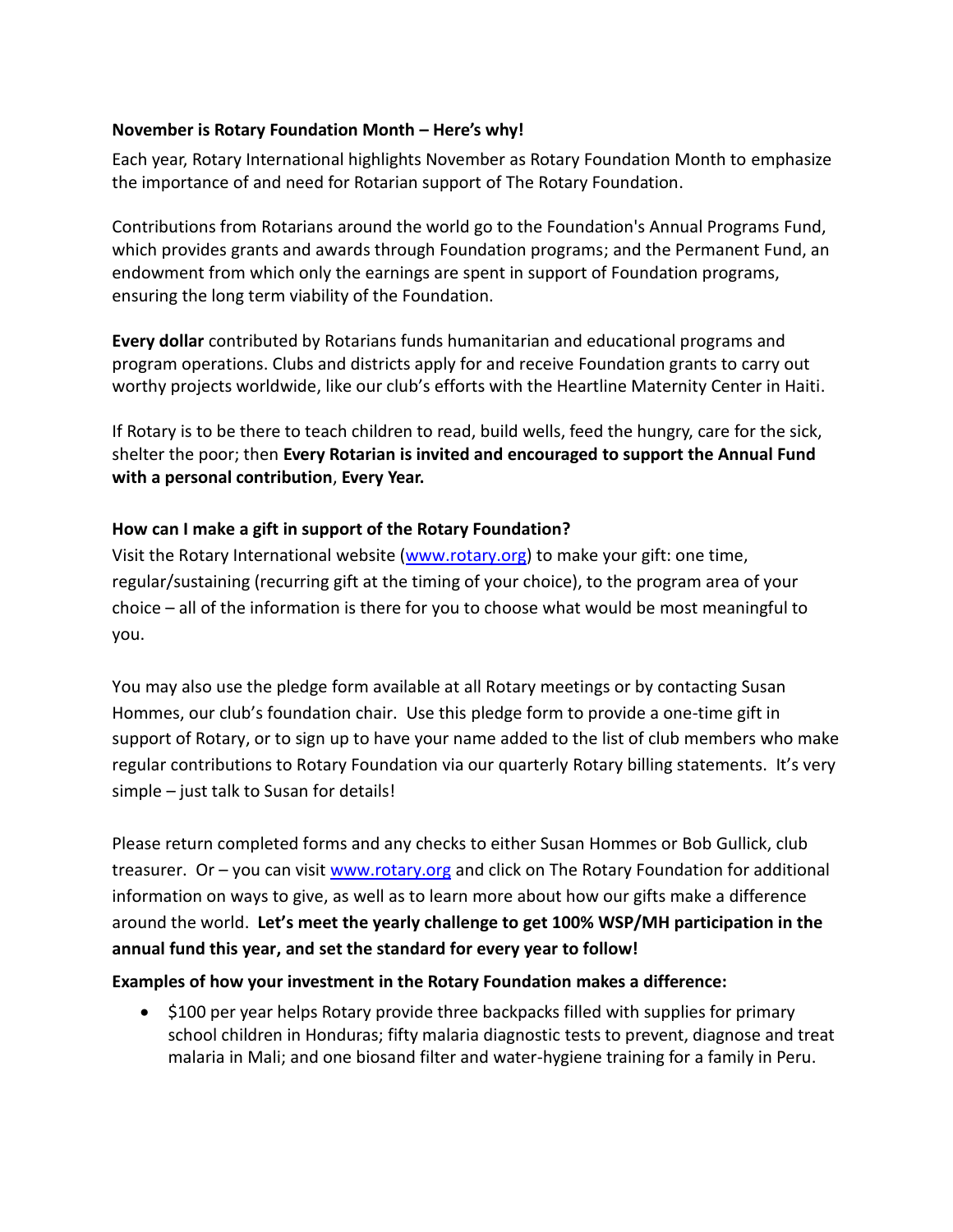**November is Rotary Foundation Month – Here's why!**

Each year, Rotary International highlights November as Rotary Foundation Month to emphasize the importance of and need for Rotarian support of The Rotary Foundation.

Contributions from Rotarians around the world go to the Foundation's Annual Programs Fund, which provides grants and awards through Foundation programs; and the Permanent Fund, an endowment from which only the earnings are spent in support of Foundation programs, ensuring the long term viability of the Foundation.

**Every dollar** contributed by Rotarians funds humanitarian and educational programs and program operations. Clubs and districts apply for and receive Foundation grants to carry out worthy projects worldwide, like our club's efforts with the Heartline Maternity Center in Haiti.

If Rotary is to be there to teach children to read, build wells, feed the hungry, care for the sick, shelter the poor; then **Every Rotarian is invited and encouraged to support the Annual Fund with a personal contribution**, **Every Year.**

**How can I make a gift in support of the Rotary Foundation?**

Visit the Rotary International website ([www.rotary.org](http://www.rotary.org)) to make your gift: one time, regular/sustaining (recurring gift at the timing of your choice), to the program area of your choice – all of the information is there for you to choose what would be most meaningful to you.

You may also use the pledge form available at all Rotary meetings or by contacting Susan Hommes, our club's foundation chair. Use this pledge form to provide a one-time gift in support of Rotary, or to sign up to have your name added to the list of club members who make regular contributions to Rotary Foundation via our quarterly Rotary billing statements. It's very simple – just talk to Susan for details!

Please return completed forms and any checks to either Susan Hommes or Bob Gullick, club treasurer. Or – you can visit [www.rotary.org](http://www.rotary.org) and click on The Rotary Foundation for additional information on ways to give, as well as to learn more about how our gifts make a difference around the world. **Let's meet the yearly challenge to get 100% WSP/MH participation in the annual fund this year, and set the standard for every year to follow!**

**Examples of how your investment in the Rotary Foundation makes a difference:**

- $100 per year helps Rotary provide three backpacks filled with supplies for primary school children in Honduras; fifty malaria diagnostic tests to prevent, diagnose and treat malaria in Mali; and one biosand filter and water-hygiene training for a family in Peru.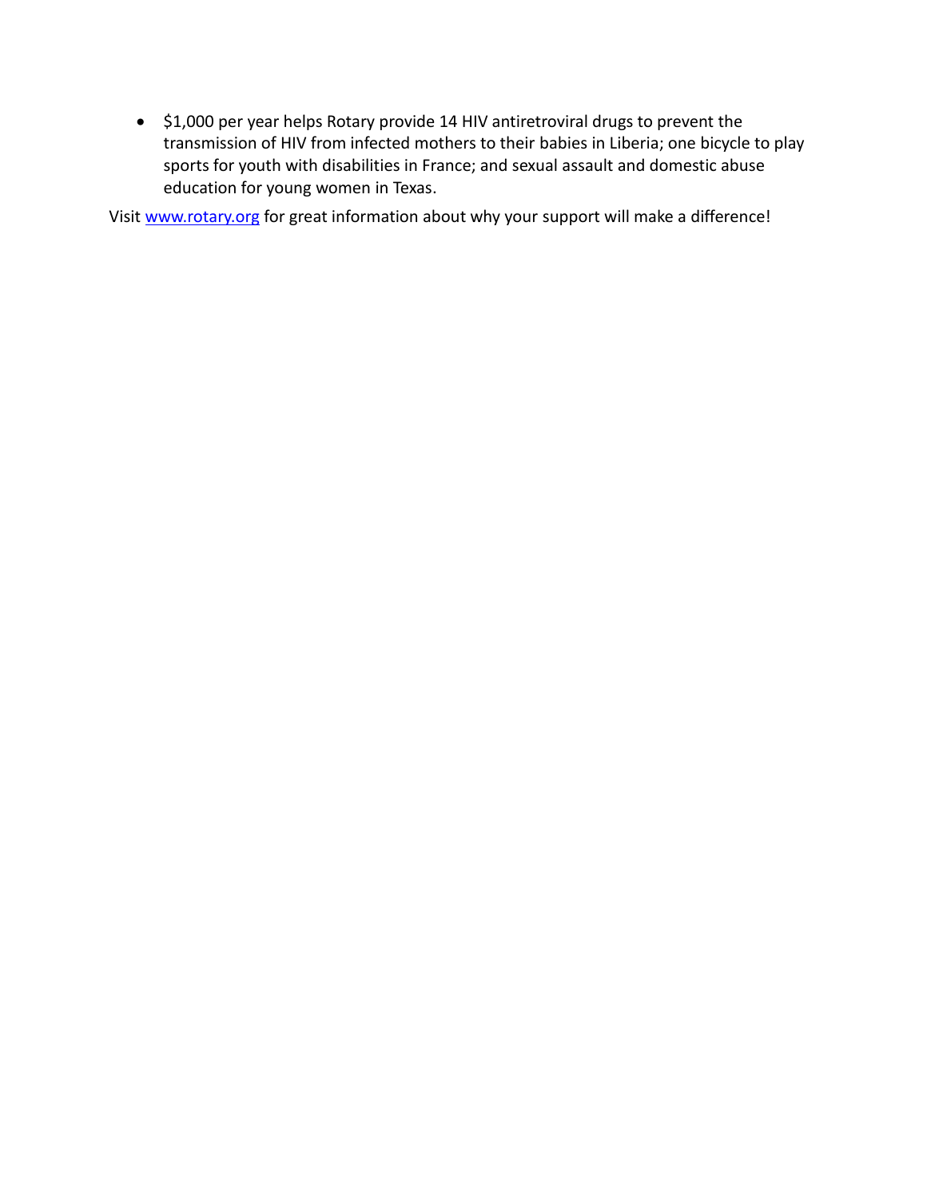- $1,000 per year helps Rotary provide 14 HIV antiretroviral drugs to prevent the transmission of HIV from infected mothers to their babies in Liberia; one bicycle to play sports for youth with disabilities in France; and sexual assault and domestic abuse education for young women in Texas.

Visit [www.rotary.org](http://www.rotary.org) for great information about why your support will make a difference!